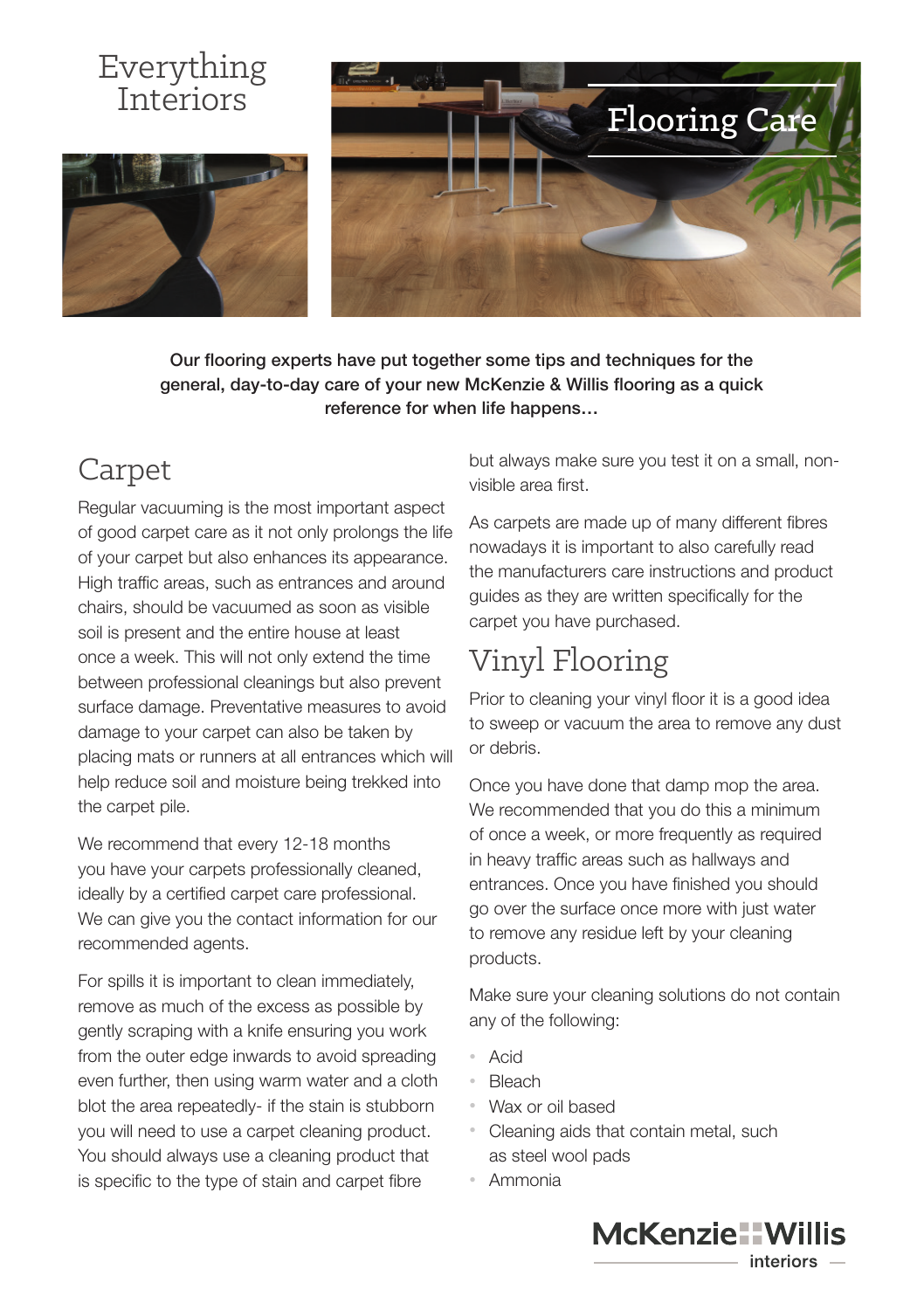# Everything Interiors

# Flooring Care

**Our flooring experts have put together some tips and techniques for the general, day-to-day care of your new McKenzie & Willis flooring as a quick reference for when life happens…**

## Carpet

Regular vacuuming is the most important aspect of good carpet care as it not only prolongs the life of your carpet but also enhances its appearance. High traffic areas, such as entrances and around chairs, should be vacuumed as soon as visible soil is present and the entire house at least once a week. This will not only extend the time between professional cleanings but also prevent surface damage. Preventative measures to avoid damage to your carpet can also be taken by placing mats or runners at all entrances which will help reduce soil and moisture being trekked into the carpet pile.

We recommend that every 12-18 months you have your carpets professionally cleaned, ideally by a certified carpet care professional. We can give you the contact information for our recommended agents.

For spills it is important to clean immediately, remove as much of the excess as possible by gently scraping with a knife ensuring you work from the outer edge inwards to avoid spreading even further, then using warm water and a cloth blot the area repeatedly- if the stain is stubborn you will need to use a carpet cleaning product. You should always use a cleaning product that is specific to the type of stain and carpet fibre but always make sure you test it on a small, non-visible area first.

As carpets are made up of many different fibres nowadays it is important to also carefully read the manufacturers care instructions and product guides as they are written specifically for the carpet you have purchased.

## Vinyl Flooring

Prior to cleaning your vinyl floor it is a good idea to sweep or vacuum the area to remove any dust or debris.

Once you have done that damp mop the area. We recommended that you do this a minimum of once a week, or more frequently as required in heavy traffic areas such as hallways and entrances. Once you have finished you should go over the surface once more with just water to remove any residue left by your cleaning products.

Make sure your cleaning solutions do not contain any of the following:

- Acid
- Bleach
- Wax or oil based
- Cleaning aids that contain metal, such as steel wool pads
- Ammonia

McKenzie & Willis interiors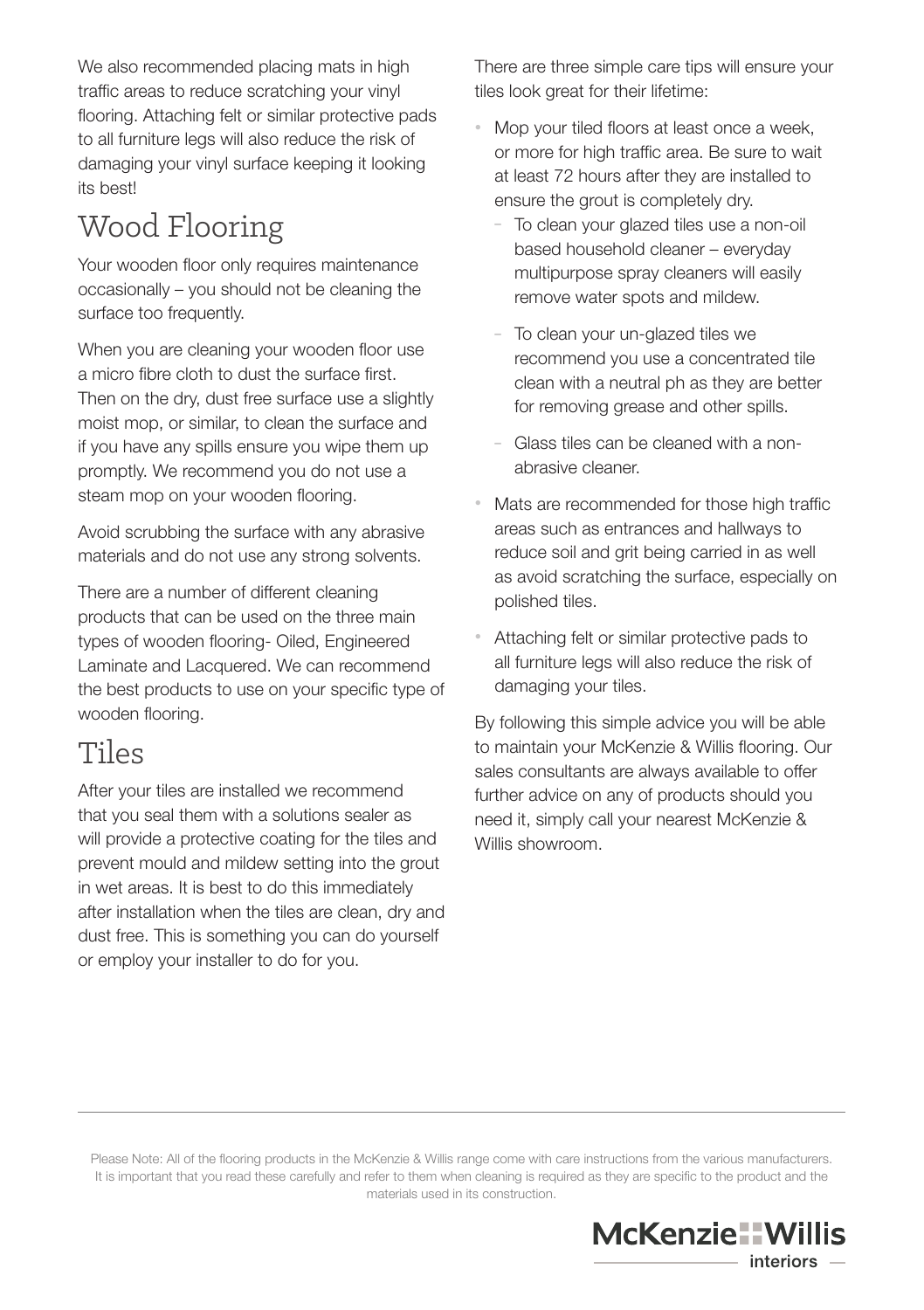We also recommended placing mats in high traffic areas to reduce scratching your vinyl flooring. Attaching felt or similar protective pads to all furniture legs will also reduce the risk of damaging your vinyl surface keeping it looking its best!

## Wood Flooring

Your wooden floor only requires maintenance occasionally – you should not be cleaning the surface too frequently.

When you are cleaning your wooden floor use a micro fibre cloth to dust the surface first. Then on the dry, dust free surface use a slightly moist mop, or similar, to clean the surface and if you have any spills ensure you wipe them up promptly. We recommend you do not use a steam mop on your wooden flooring.

Avoid scrubbing the surface with any abrasive materials and do not use any strong solvents.

There are a number of different cleaning products that can be used on the three main types of wooden flooring- Oiled, Engineered Laminate and Lacquered. We can recommend the best products to use on your specific type of wooden flooring.

## Tiles

After your tiles are installed we recommend that you seal them with a solutions sealer as will provide a protective coating for the tiles and prevent mould and mildew setting into the grout in wet areas. It is best to do this immediately after installation when the tiles are clean, dry and dust free. This is something you can do yourself or employ your installer to do for you.

There are three simple care tips will ensure your tiles look great for their lifetime:

- Mop your tiled floors at least once a week, or more for high traffic area. Be sure to wait at least 72 hours after they are installed to ensure the grout is completely dry.
  - To clean your glazed tiles use a non-oil based household cleaner – everyday multipurpose spray cleaners will easily remove water spots and mildew.
  - To clean your un-glazed tiles we recommend you use a concentrated tile clean with a neutral ph as they are better for removing grease and other spills.
  - Glass tiles can be cleaned with a non-abrasive cleaner.
- Mats are recommended for those high traffic areas such as entrances and hallways to reduce soil and grit being carried in as well as avoid scratching the surface, especially on polished tiles.
- Attaching felt or similar protective pads to all furniture legs will also reduce the risk of damaging your tiles.

By following this simple advice you will be able to maintain your McKenzie & Willis flooring. Our sales consultants are always available to offer further advice on any of products should you need it, simply call your nearest McKenzie & Willis showroom.

---

Please Note: All of the flooring products in the McKenzie & Willis range come with care instructions from the various manufacturers. It is important that you read these carefully and refer to them when cleaning is required as they are specific to the product and the materials used in its construction.

McKenzie & Willis interiors